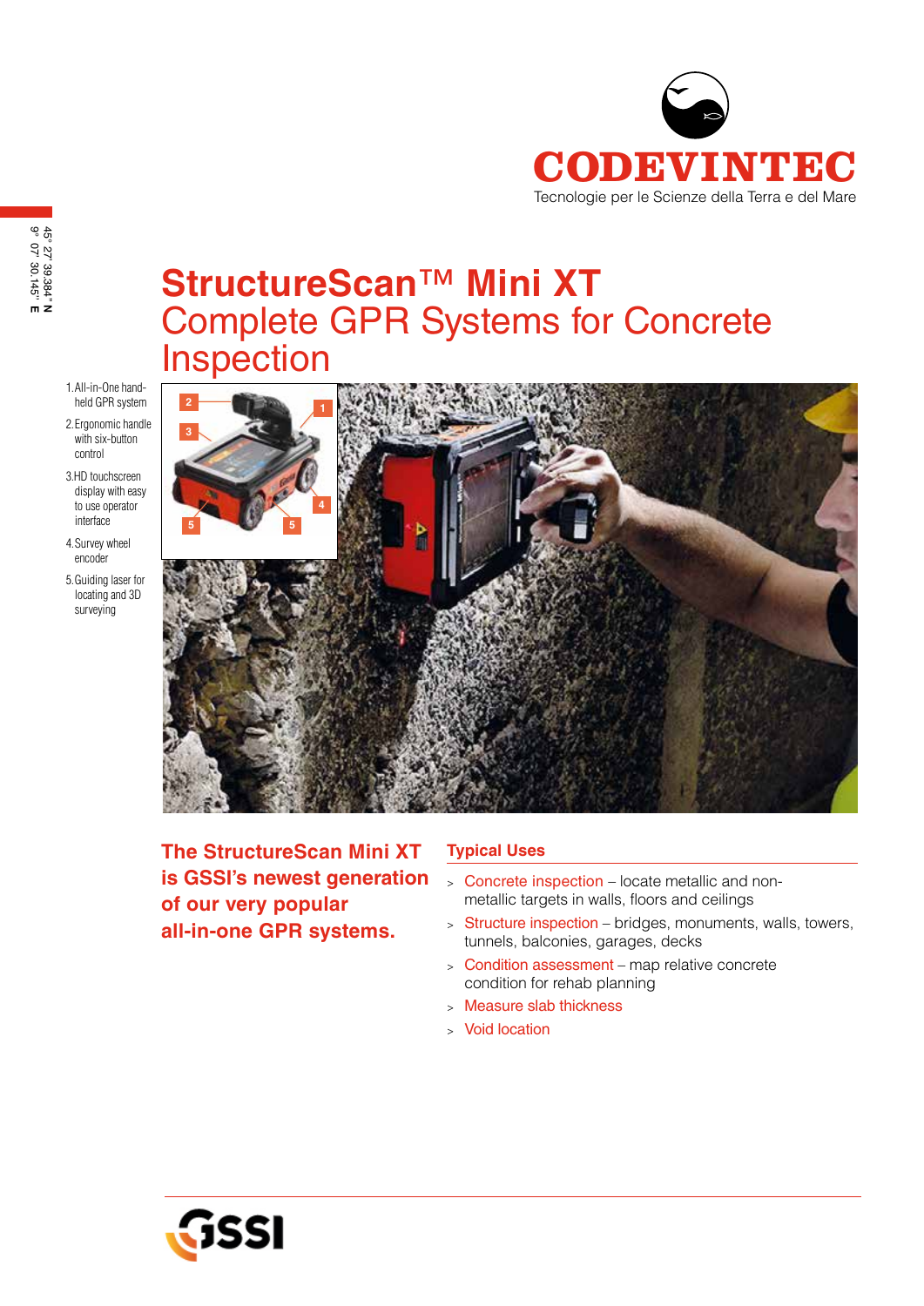CODEVINTEC

Tecnologie per le Scienze della Terra e del Mare

45° 27' 39.384" N
9° 07' 30.145" E

# StructureScan™ Mini XT

## Complete GPR Systems for Concrete Inspection

1. All-in-One hand-held GPR system
2. Ergonomic handle with six-button control
3. HD touchscreen display with easy to use operator interface
4. Survey wheel encoder
5. Guiding laser for locating and 3D surveying

**The StructureScan Mini XT is GSSI's newest generation of our very popular all-in-one GPR systems.**

### Typical Uses

- Concrete inspection – locate metallic and non-metallic targets in walls, floors and ceilings
- Structure inspection – bridges, monuments, walls, towers, tunnels, balconies, garages, decks
- Condition assessment – map relative concrete condition for rehab planning
- Measure slab thickness
- Void location

GSSI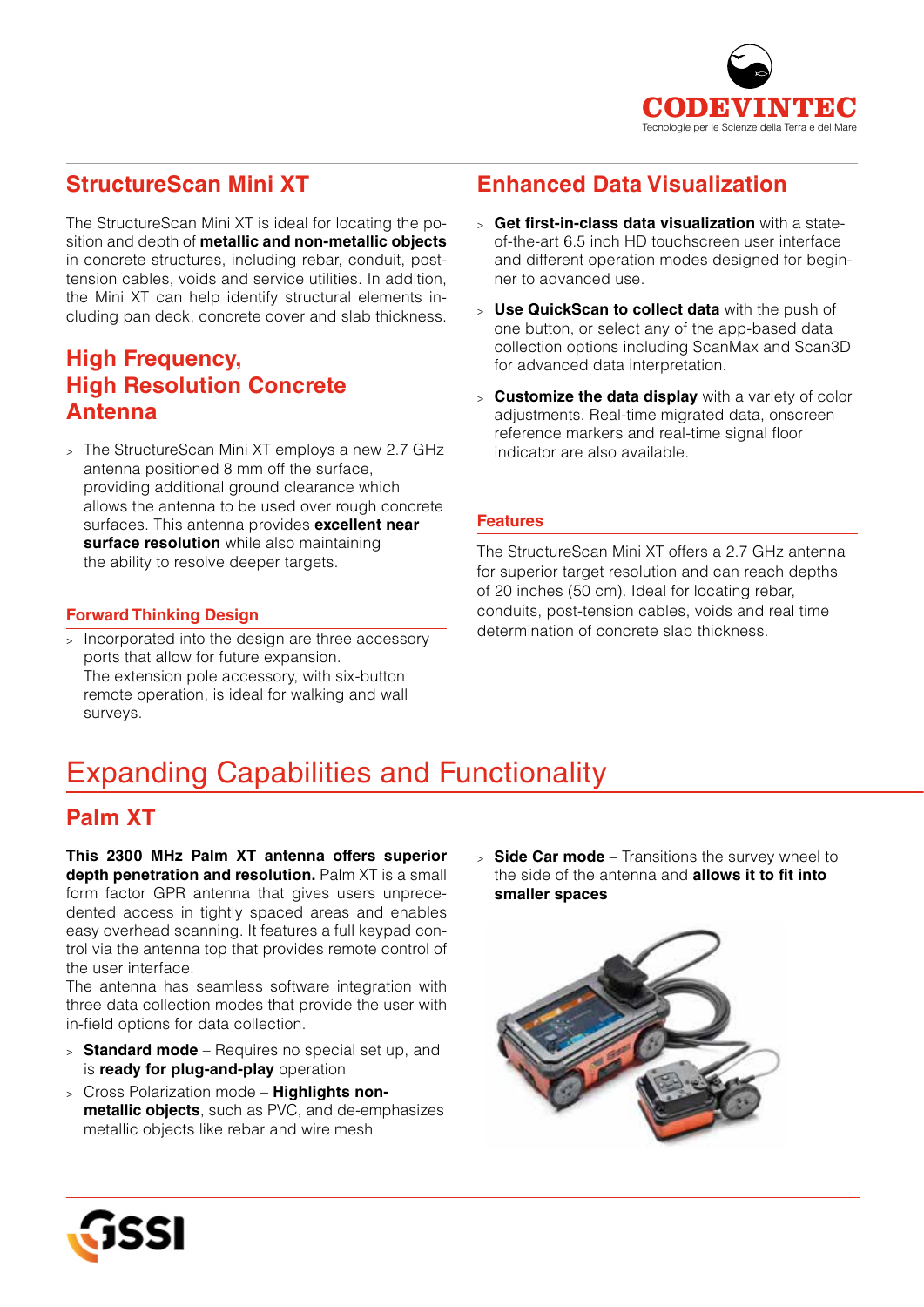## StructureScan Mini XT

The StructureScan Mini XT is ideal for locating the position and depth of **metallic and non-metallic objects** in concrete structures, including rebar, conduit, post-tension cables, voids and service utilities. In addition, the Mini XT can help identify structural elements including pan deck, concrete cover and slab thickness.

## High Frequency, High Resolution Concrete Antenna

- The StructureScan Mini XT employs a new 2.7 GHz antenna positioned 8 mm off the surface, providing additional ground clearance which allows the antenna to be used over rough concrete surfaces. This antenna provides **excellent near surface resolution** while also maintaining the ability to resolve deeper targets.

### Forward Thinking Design

- Incorporated into the design are three accessory ports that allow for future expansion. The extension pole accessory, with six-button remote operation, is ideal for walking and wall surveys.

## Enhanced Data Visualization

- **Get first-in-class data visualization** with a state-of-the-art 6.5 inch HD touchscreen user interface and different operation modes designed for beginner to advanced use.
- **Use QuickScan to collect data** with the push of one button, or select any of the app-based data collection options including ScanMax and Scan3D for advanced data interpretation.
- **Customize the data display** with a variety of color adjustments. Real-time migrated data, onscreen reference markers and real-time signal floor indicator are also available.

### Features

The StructureScan Mini XT offers a 2.7 GHz antenna for superior target resolution and can reach depths of 20 inches (50 cm). Ideal for locating rebar, conduits, post-tension cables, voids and real time determination of concrete slab thickness.

# Expanding Capabilities and Functionality

## Palm XT

**This 2300 MHz Palm XT antenna offers superior depth penetration and resolution.** Palm XT is a small form factor GPR antenna that gives users unprecedented access in tightly spaced areas and enables easy overhead scanning. It features a full keypad control via the antenna top that provides remote control of the user interface.
The antenna has seamless software integration with three data collection modes that provide the user with in-field options for data collection.

- **Standard mode** – Requires no special set up, and is **ready for plug-and-play** operation
- Cross Polarization mode – **Highlights non-metallic objects**, such as PVC, and de-emphasizes metallic objects like rebar and wire mesh
- **Side Car mode** – Transitions the survey wheel to the side of the antenna and **allows it to fit into smaller spaces**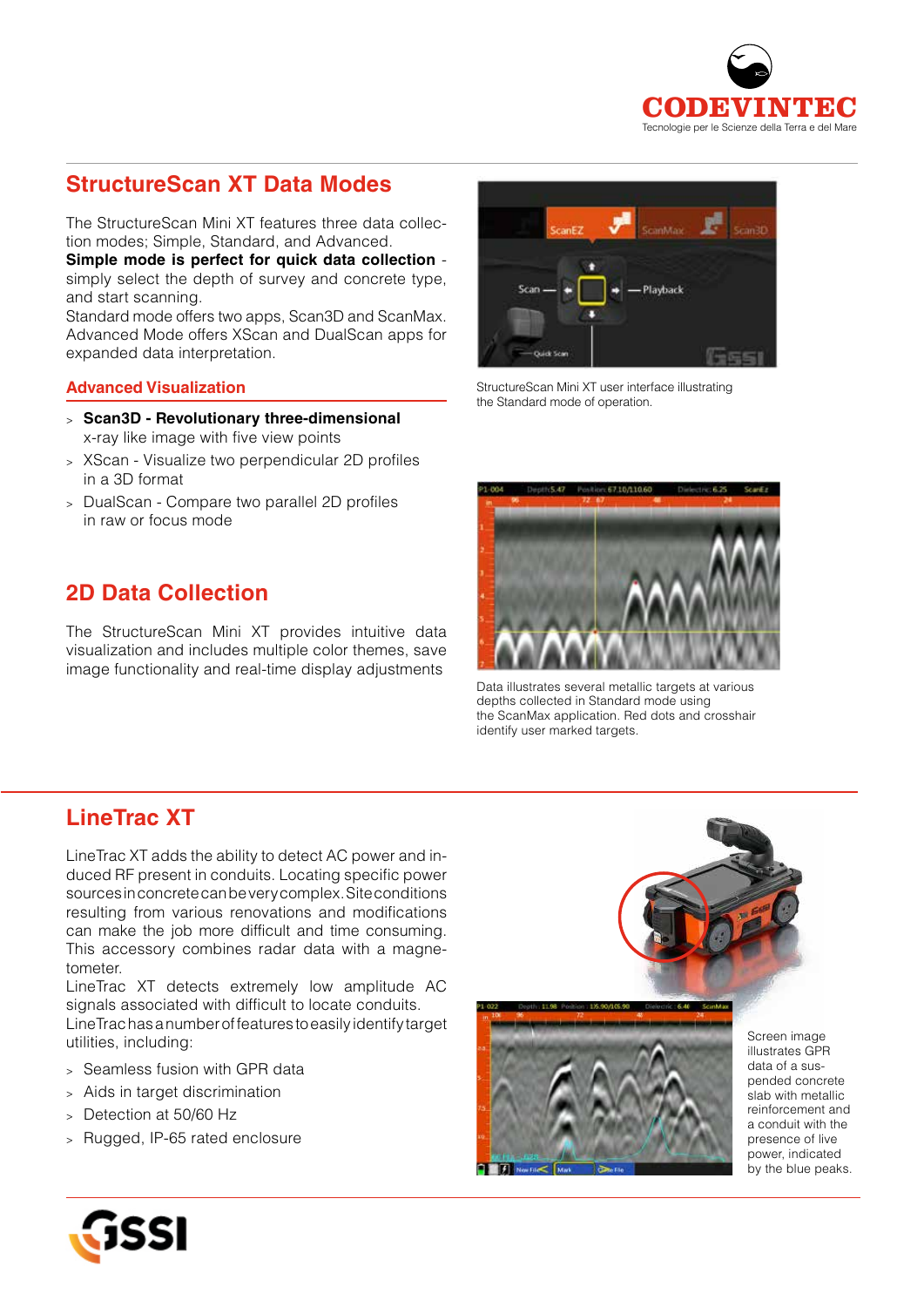## StructureScan XT Data Modes

The StructureScan Mini XT features three data collection modes; Simple, Standard, and Advanced.
**Simple mode is perfect for quick data collection** - simply select the depth of survey and concrete type, and start scanning.
Standard mode offers two apps, Scan3D and ScanMax. Advanced Mode offers XScan and DualScan apps for expanded data interpretation.

### Advanced Visualization

- **Scan3D - Revolutionary three-dimensional** x-ray like image with five view points
- XScan - Visualize two perpendicular 2D profiles in a 3D format
- DualScan - Compare two parallel 2D profiles in raw or focus mode

StructureScan Mini XT user interface illustrating the Standard mode of operation.

## 2D Data Collection

The StructureScan Mini XT provides intuitive data visualization and includes multiple color themes, save image functionality and real-time display adjustments

Data illustrates several metallic targets at various depths collected in Standard mode using the ScanMax application. Red dots and crosshair identify user marked targets.

## LineTrac XT

LineTrac XT adds the ability to detect AC power and induced RF present in conduits. Locating specific power sources in concrete can be very complex. Site conditions resulting from various renovations and modifications can make the job more difficult and time consuming. This accessory combines radar data with a magnetometer.
LineTrac XT detects extremely low amplitude AC signals associated with difficult to locate conduits.
LineTrac has a number of features to easily identify target utilities, including:

- Seamless fusion with GPR data
- Aids in target discrimination
- Detection at 50/60 Hz
- Rugged, IP-65 rated enclosure

Screen image illustrates GPR data of a suspended concrete slab with metallic reinforcement and a conduit with the presence of live power, indicated by the blue peaks.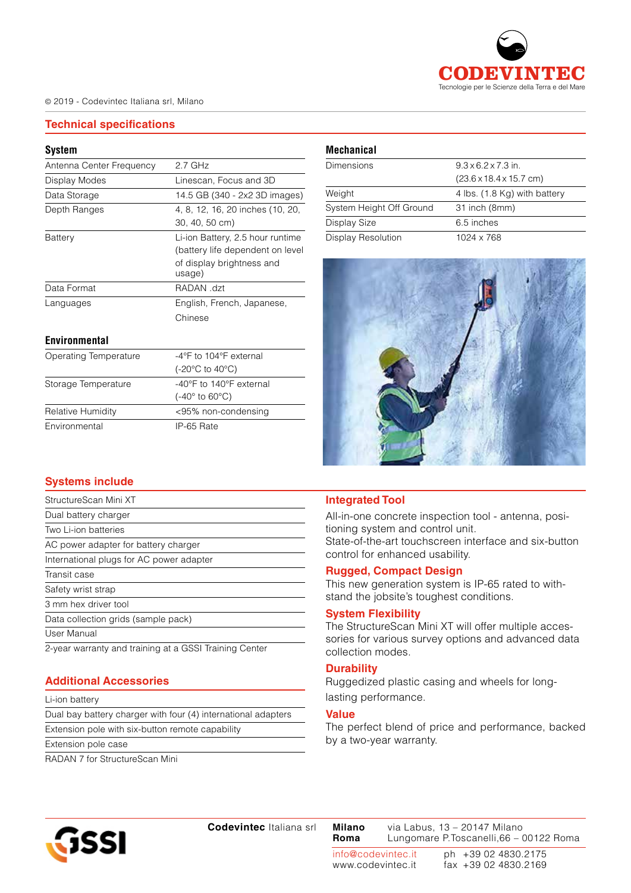© 2019 - Codevintec Italiana srl, Milano

## Technical specifications

### System

| | |
|---|---|
| Antenna Center Frequency | 2.7 GHz |
| Display Modes | Linescan, Focus and 3D |
| Data Storage | 14.5 GB (340 - 2x2 3D images) |
| Depth Ranges | 4, 8, 12, 16, 20 inches (10, 20, 30, 40, 50 cm) |
| Battery | Li-ion Battery, 2.5 hour runtime (battery life dependent on level of display brightness and usage) |
| Data Format | RADAN .dzt |
| Languages | English, French, Japanese, Chinese |

### Environmental

| | |
|---|---|
| Operating Temperature | -4°F to 104°F external (-20°C to 40°C) |
| Storage Temperature | -40°F to 140°F external (-40° to 60°C) |
| Relative Humidity | <95% non-condensing |
| Environmental | IP-65 Rate |

### Mechanical

| | |
|---|---|
| Dimensions | 9.3 x 6.2 x 7.3 in. (23.6 x 18.4 x 15.7 cm) |
| Weight | 4 lbs. (1.8 Kg) with battery |
| System Height Off Ground | 31 inch (8mm) |
| Display Size | 6.5 inches |
| Display Resolution | 1024 x 768 |

## Systems include

- StructureScan Mini XT
- Dual battery charger
- Two Li-ion batteries
- AC power adapter for battery charger
- International plugs for AC power adapter
- Transit case
- Safety wrist strap
- 3 mm hex driver tool
- Data collection grids (sample pack)
- User Manual
- 2-year warranty and training at a GSSI Training Center

## Additional Accessories

- Li-ion battery
- Dual bay battery charger with four (4) international adapters
- Extension pole with six-button remote capability
- Extension pole case
- RADAN 7 for StructureScan Mini

## Integrated Tool

All-in-one concrete inspection tool - antenna, positioning system and control unit.
State-of-the-art touchscreen interface and six-button control for enhanced usability.

## Rugged, Compact Design

This new generation system is IP-65 rated to withstand the jobsite's toughest conditions.

## System Flexibility

The StructureScan Mini XT will offer multiple accessories for various survey options and advanced data collection modes.

## Durability

Ruggedized plastic casing and wheels for long-lasting performance.

## Value

The perfect blend of price and performance, backed by a two-year warranty.

**Codevintec** Italiana srl

**Milano** via Labus, 13 – 20147 Milano
**Roma** Lungomare P.Toscanelli,66 – 00122 Roma

info@codevintec.it
www.codevintec.it

ph +39 02 4830.2175
fax +39 02 4830.2169